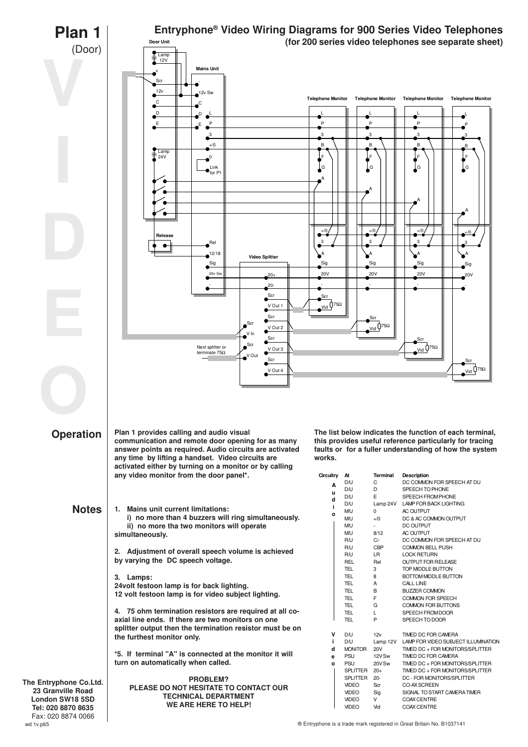# Plan 1
(Door)

## Entryphone® Video Wiring Diagrams for 900 Series Video Telephones
**(for 200 series video telephones see separate sheet)**

## Operation

**Plan 1 provides calling and audio visual communication and remote door opening for as many answer points as required. Audio circuits are activated any time by lifting a handset. Video circuits are activated either by turning on a monitor or by calling any video monitor from the door panel\*.**

**The list below indicates the function of each terminal, this provides useful reference particularly for tracing faults or for a fuller understanding of how the system works.**

| Circuitry | At | Terminal | Description |
|---|---|---|---|
| Audio | D/U | C | DC COMMON FOR SPEECH AT DU |
| | D/U | D | SPEECH TO PHONE |
| | D/U | E | SPEECH FROM PHONE |
| | D/U | Lamp 24V | LAMP FOR BACK LIGHTING |
| | MU | 0 | AC OUTPUT |
| | MU | +/0 | DC & AC COMMON OUTPUT |
| | MU | - | DC OUTPUT |
| | MU | 8/12 | AC OUTPUT |
| | R/U | C/- | DC COMMON FOR SPEECH AT DU |
| | R/U | CBP | COMMON BELL PUSH |
| | R/U | LR | LOCK RETURN |
| | REL | Rel | OUTPUT FOR RELEASE |
| | TEL | 3 | TOP MIDDLE BUTTON |
| | TEL | 8 | BOTTOM MIDDLE BUTTON |
| | TEL | A | CALL LINE |
| | TEL | B | BUZZER COMMON |
| | TEL | F | COMMON FOR SPEECH |
| | TEL | G | COMMON FOR BUTTONS |
| | TEL | L | SPEECH FROM DOOR |
| | TEL | P | SPEECH TO DOOR |
| Video | D/U | 12v | TIMED DC FOR CAMERA |
| | D/U | Lamp 12V | LAMP FOR VIDEO SUBJECT ILLUMINATION |
| | MONITOR | 20V | TIMED DC + FOR MONITORS/SPLITTER |
| | PSU | 12V Sw | TIMED DC FOR CAMERA |
| | PSU | 20V Sw | TIMED DC + FOR MONITORS/SPLITTER |
| | SPLITTER | 20+ | TIMED DC + FOR MONITORS/SPLITTER |
| | SPLITTER | 20- | DC - FOR MONITORS/SPLITTER |
| | VIDEO | Scr | CO-AX SCREEN |
| | VIDEO | Sig | SIGNAL TO START CAMERA TIMER |
| | VIDEO | V | COAX CENTRE |
| | VIDEO | Vid | COAX CENTRE |

## Notes

1. **Mains unit current limitations:**
   **i) no more than 4 buzzers will ring simultaneously.**
   **ii) no more tha two monitors will operate simultaneously.**

2. **Adjustment of overall speech volume is achieved by varying the DC speech voltage.**

3. **Lamps:**
   **24volt festoon lamp is for back lighting.**
   **12 volt festoon lamp is for video subject lighting.**

4. **75 ohm termination resistors are required at all co-axial line ends. If there are two monitors on one splitter output then the termination resistor must be on the furthest monitor only.**

**\*5. If terminal "A" is connected at the monitor it will turn on automatically when called.**

**PROBLEM?**
**PLEASE DO NOT HESITATE TO CONTACT OUR TECHNICAL DEPARTMENT**
**WE ARE HERE TO HELP!**

**The Entryphone Co.Ltd.**
**23 Granville Road**
**London SW18 5SD**
**Tel: 020 8870 8635**
Fax: 020 8874 0066

wd 1v.p65

® Entryphone is a trade mark registered in Great Britain No. B1037141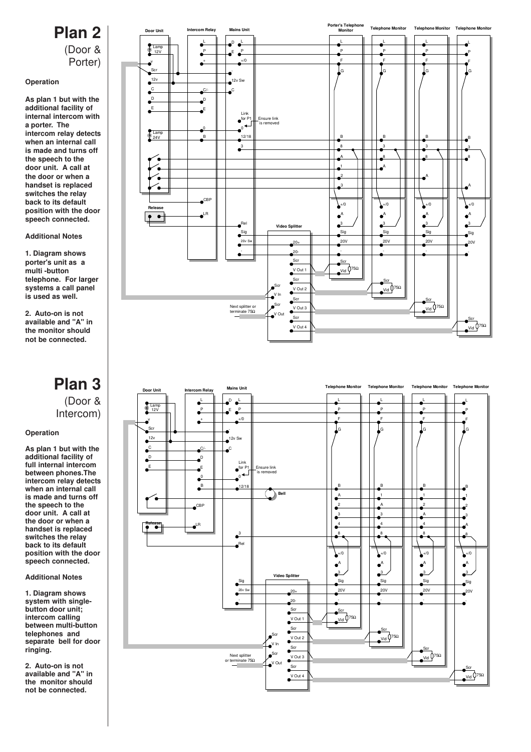# Plan 2

(Door & Porter)

### Operation

**As plan 1 but with the additional facility of internal intercom with a porter. The intercom relay detects when an internal call is made and turns off the speech to the door unit. A call at the door or when a handset is replaced switches the relay back to its default position with the door speech connected.**

### Additional Notes

**1. Diagram shows porter's unit as a multi -button telephone. For larger systems a call panel is used as well.**

**2. Auto-on is not available and "A" in the monitor should not be connected.**

Door Unit
Intercom Relay
Mains Unit
Porter's Telephone Monitor
Telephone Monitor
Telephone Monitor
Telephone Monitor
Release
Video Splitter
Link for P1
Ensure link is removed
Next splitter or terminate 75Ω

# Plan 3

(Door & Intercom)

### Operation

**As plan 1 but with the additional facility of full internal intercom between phones.The intercom relay detects when an internal call is made and turns off the speech to the door unit. A call at the door or when a handset is replaced switches the relay back to its default position with the door speech connected.**

### Additional Notes

**1. Diagram shows system with single-button door unit; intercom calling between multi-button telephones and separate bell for door ringing.**

**2. Auto-on is not available and "A" in the monitor should not be connected.**

Door Unit
Intercom Relay
Mains Unit
Telephone Monitor
Telephone Monitor
Telephone Monitor
Telephone Monitor
Release
Bell
Video Splitter
Link for P1
Ensure link is removed
Next splitter or terminate 75Ω